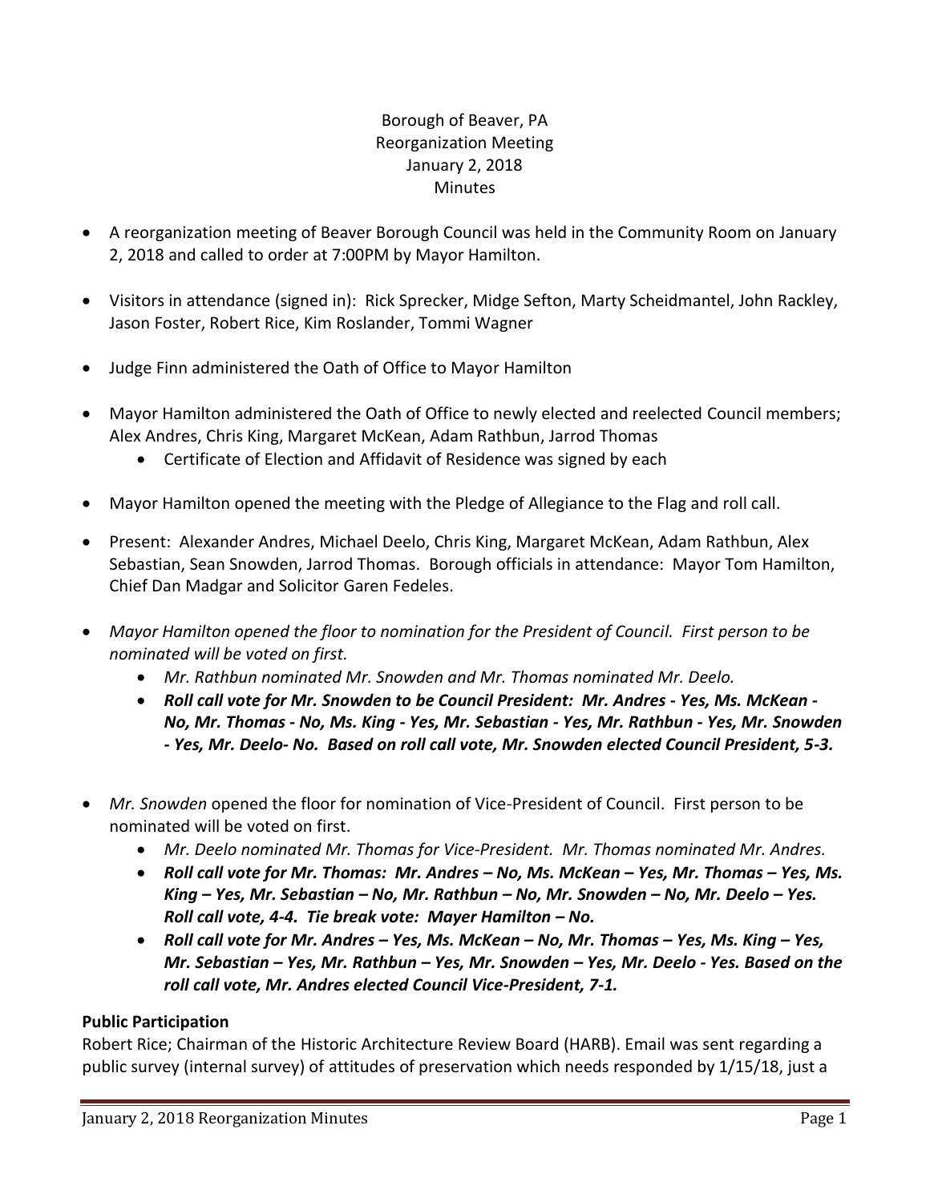Borough of Beaver, PA
Reorganization Meeting
January 2, 2018
Minutes

- A reorganization meeting of Beaver Borough Council was held in the Community Room on January 2, 2018 and called to order at 7:00PM by Mayor Hamilton.
- Visitors in attendance (signed in): Rick Sprecker, Midge Sefton, Marty Scheidmantel, John Rackley, Jason Foster, Robert Rice, Kim Roslander, Tommi Wagner
- Judge Finn administered the Oath of Office to Mayor Hamilton
- Mayor Hamilton administered the Oath of Office to newly elected and reelected Council members; Alex Andres, Chris King, Margaret McKean, Adam Rathbun, Jarrod Thomas
    - Certificate of Election and Affidavit of Residence was signed by each
- Mayor Hamilton opened the meeting with the Pledge of Allegiance to the Flag and roll call.
- Present: Alexander Andres, Michael Deelo, Chris King, Margaret McKean, Adam Rathbun, Alex Sebastian, Sean Snowden, Jarrod Thomas. Borough officials in attendance: Mayor Tom Hamilton, Chief Dan Madgar and Solicitor Garen Fedeles.
- *Mayor Hamilton opened the floor to nomination for the President of Council. First person to be nominated will be voted on first.*
    - *Mr. Rathbun nominated Mr. Snowden and Mr. Thomas nominated Mr. Deelo.*
    - ***Roll call vote for Mr. Snowden to be Council President: Mr. Andres - Yes, Ms. McKean - No, Mr. Thomas - No, Ms. King - Yes, Mr. Sebastian - Yes, Mr. Rathbun - Yes, Mr. Snowden - Yes, Mr. Deelo- No. Based on roll call vote, Mr. Snowden elected Council President, 5-3.***
- *Mr. Snowden* opened the floor for nomination of Vice-President of Council. First person to be nominated will be voted on first.
    - *Mr. Deelo nominated Mr. Thomas for Vice-President. Mr. Thomas nominated Mr. Andres.*
    - ***Roll call vote for Mr. Thomas: Mr. Andres – No, Ms. McKean – Yes, Mr. Thomas – Yes, Ms. King – Yes, Mr. Sebastian – No, Mr. Rathbun – No, Mr. Snowden – No, Mr. Deelo – Yes. Roll call vote, 4-4. Tie break vote: Mayer Hamilton – No.***
    - ***Roll call vote for Mr. Andres – Yes, Ms. McKean – No, Mr. Thomas – Yes, Ms. King – Yes, Mr. Sebastian – Yes, Mr. Rathbun – Yes, Mr. Snowden – Yes, Mr. Deelo - Yes. Based on the roll call vote, Mr. Andres elected Council Vice-President, 7-1.***

**Public Participation**

Robert Rice; Chairman of the Historic Architecture Review Board (HARB). Email was sent regarding a public survey (internal survey) of attitudes of preservation which needs responded by 1/15/18, just a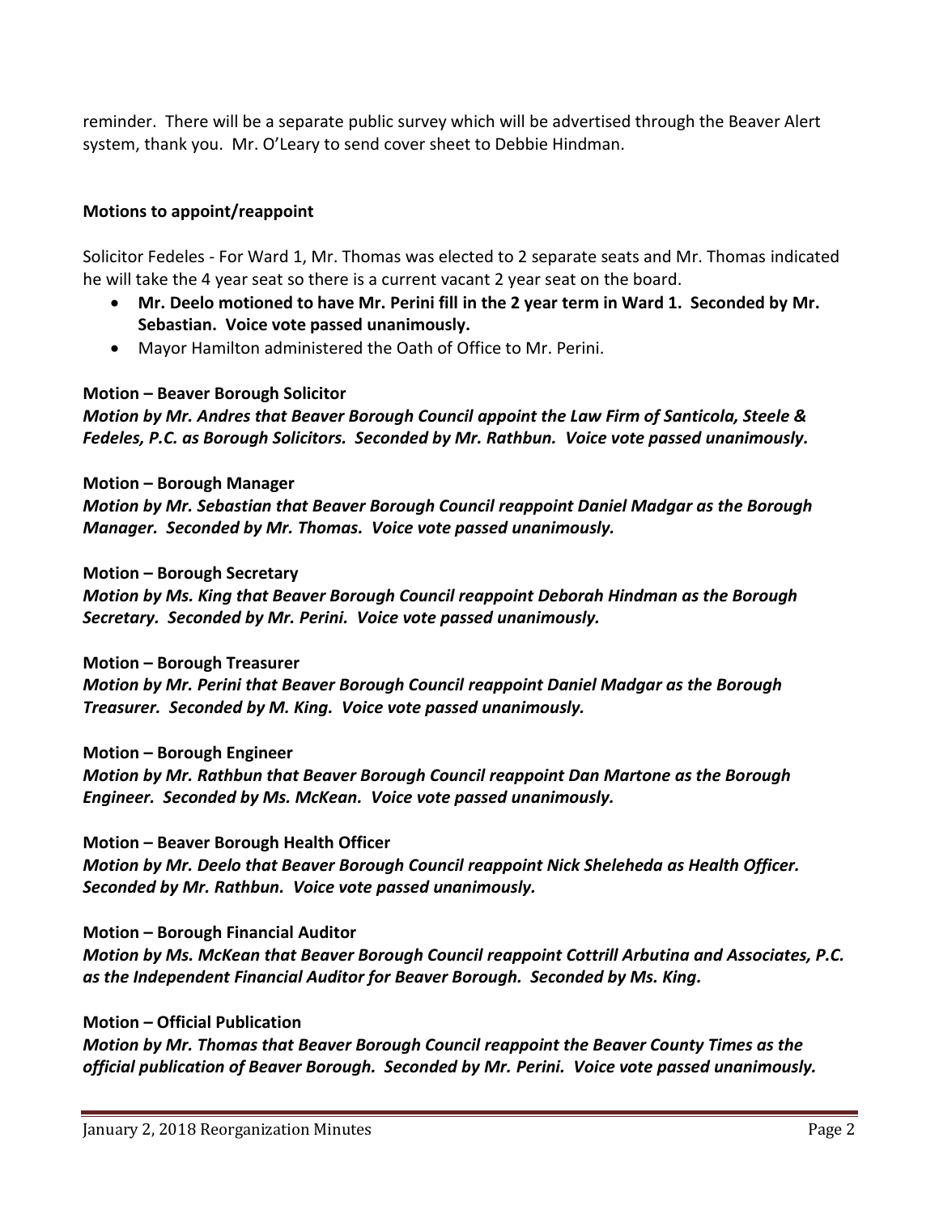reminder. There will be a separate public survey which will be advertised through the Beaver Alert system, thank you. Mr. O'Leary to send cover sheet to Debbie Hindman.

**Motions to appoint/reappoint**

Solicitor Fedeles - For Ward 1, Mr. Thomas was elected to 2 separate seats and Mr. Thomas indicated he will take the 4 year seat so there is a current vacant 2 year seat on the board.

- **Mr. Deelo motioned to have Mr. Perini fill in the 2 year term in Ward 1. Seconded by Mr. Sebastian. Voice vote passed unanimously.**
- Mayor Hamilton administered the Oath of Office to Mr. Perini.

**Motion – Beaver Borough Solicitor**

***Motion by Mr. Andres that Beaver Borough Council appoint the Law Firm of Santicola, Steele & Fedeles, P.C. as Borough Solicitors. Seconded by Mr. Rathbun. Voice vote passed unanimously.***

**Motion – Borough Manager**

***Motion by Mr. Sebastian that Beaver Borough Council reappoint Daniel Madgar as the Borough Manager. Seconded by Mr. Thomas. Voice vote passed unanimously.***

**Motion – Borough Secretary**

***Motion by Ms. King that Beaver Borough Council reappoint Deborah Hindman as the Borough Secretary. Seconded by Mr. Perini. Voice vote passed unanimously.***

**Motion – Borough Treasurer**

***Motion by Mr. Perini that Beaver Borough Council reappoint Daniel Madgar as the Borough Treasurer. Seconded by M. King. Voice vote passed unanimously.***

**Motion – Borough Engineer**

***Motion by Mr. Rathbun that Beaver Borough Council reappoint Dan Martone as the Borough Engineer. Seconded by Ms. McKean. Voice vote passed unanimously.***

**Motion – Beaver Borough Health Officer**

***Motion by Mr. Deelo that Beaver Borough Council reappoint Nick Sheleheda as Health Officer. Seconded by Mr. Rathbun. Voice vote passed unanimously.***

**Motion – Borough Financial Auditor**

***Motion by Ms. McKean that Beaver Borough Council reappoint Cottrill Arbutina and Associates, P.C. as the Independent Financial Auditor for Beaver Borough. Seconded by Ms. King.***

**Motion – Official Publication**

***Motion by Mr. Thomas that Beaver Borough Council reappoint the Beaver County Times as the official publication of Beaver Borough. Seconded by Mr. Perini. Voice vote passed unanimously.***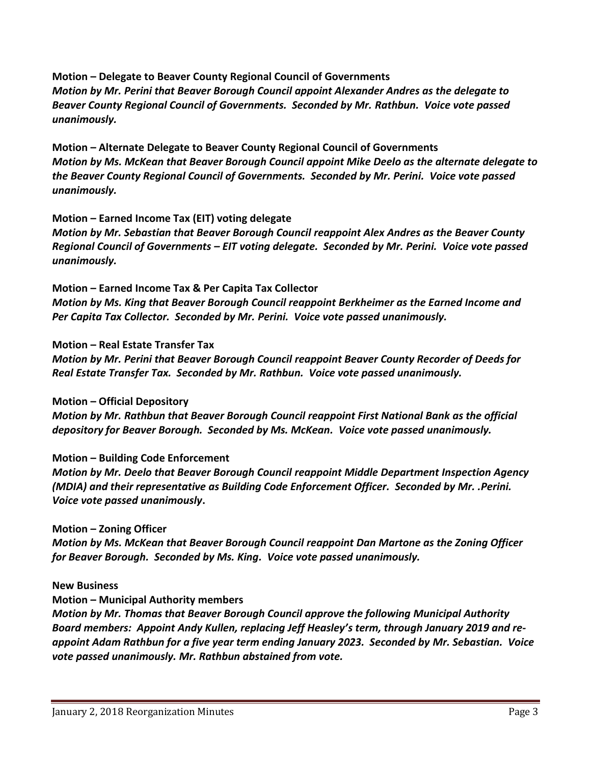**Motion – Delegate to Beaver County Regional Council of Governments**
***Motion by Mr. Perini that Beaver Borough Council appoint Alexander Andres as the delegate to Beaver County Regional Council of Governments. Seconded by Mr. Rathbun. Voice vote passed unanimously.***

**Motion – Alternate Delegate to Beaver County Regional Council of Governments**
***Motion by Ms. McKean that Beaver Borough Council appoint Mike Deelo as the alternate delegate to the Beaver County Regional Council of Governments. Seconded by Mr. Perini. Voice vote passed unanimously.***

**Motion – Earned Income Tax (EIT) voting delegate**
***Motion by Mr. Sebastian that Beaver Borough Council reappoint Alex Andres as the Beaver County Regional Council of Governments – EIT voting delegate. Seconded by Mr. Perini. Voice vote passed unanimously.***

**Motion – Earned Income Tax & Per Capita Tax Collector**
***Motion by Ms. King that Beaver Borough Council reappoint Berkheimer as the Earned Income and Per Capita Tax Collector. Seconded by Mr. Perini. Voice vote passed unanimously.***

**Motion – Real Estate Transfer Tax**
***Motion by Mr. Perini that Beaver Borough Council reappoint Beaver County Recorder of Deeds for Real Estate Transfer Tax. Seconded by Mr. Rathbun. Voice vote passed unanimously.***

**Motion – Official Depository**
***Motion by Mr. Rathbun that Beaver Borough Council reappoint First National Bank as the official depository for Beaver Borough. Seconded by Ms. McKean. Voice vote passed unanimously.***

**Motion – Building Code Enforcement**
***Motion by Mr. Deelo that Beaver Borough Council reappoint Middle Department Inspection Agency (MDIA) and their representative as Building Code Enforcement Officer. Seconded by Mr. .Perini. Voice vote passed unanimously*.**

**Motion – Zoning Officer**
***Motion by Ms. McKean that Beaver Borough Council reappoint Dan Martone as the Zoning Officer for Beaver Borough. Seconded by Ms. King. Voice vote passed unanimously.***

**New Business**

**Motion – Municipal Authority members**
***Motion by Mr. Thomas that Beaver Borough Council approve the following Municipal Authority Board members: Appoint Andy Kullen, replacing Jeff Heasley's term, through January 2019 and re-appoint Adam Rathbun for a five year term ending January 2023. Seconded by Mr. Sebastian. Voice vote passed unanimously. Mr. Rathbun abstained from vote.***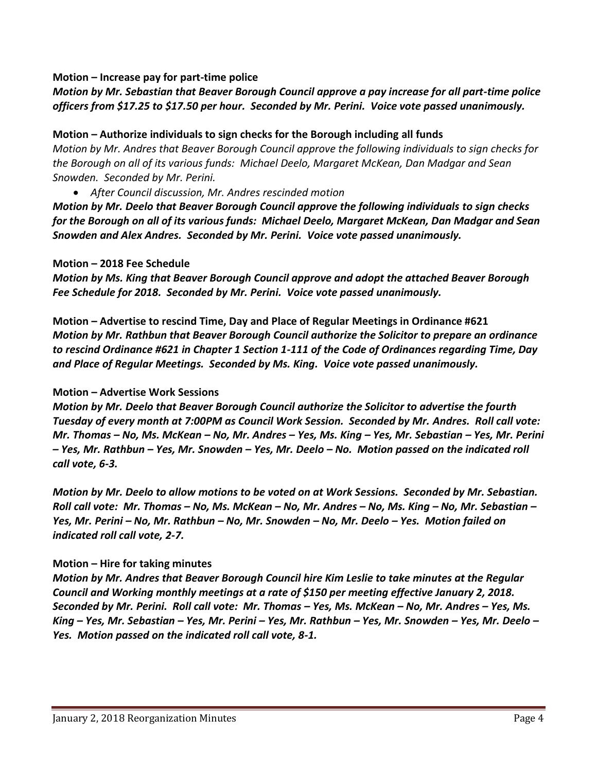**Motion – Increase pay for part-time police**

***Motion by Mr. Sebastian that Beaver Borough Council approve a pay increase for all part-time police officers from $17.25 to $17.50 per hour. Seconded by Mr. Perini. Voice vote passed unanimously.***

**Motion – Authorize individuals to sign checks for the Borough including all funds**

*Motion by Mr. Andres that Beaver Borough Council approve the following individuals to sign checks for the Borough on all of its various funds: Michael Deelo, Margaret McKean, Dan Madgar and Sean Snowden. Seconded by Mr. Perini.*

- *After Council discussion, Mr. Andres rescinded motion*

***Motion by Mr. Deelo that Beaver Borough Council approve the following individuals to sign checks for the Borough on all of its various funds: Michael Deelo, Margaret McKean, Dan Madgar and Sean Snowden and Alex Andres. Seconded by Mr. Perini. Voice vote passed unanimously.***

**Motion – 2018 Fee Schedule**

***Motion by Ms. King that Beaver Borough Council approve and adopt the attached Beaver Borough Fee Schedule for 2018. Seconded by Mr. Perini. Voice vote passed unanimously.***

**Motion – Advertise to rescind Time, Day and Place of Regular Meetings in Ordinance #621**

***Motion by Mr. Rathbun that Beaver Borough Council authorize the Solicitor to prepare an ordinance to rescind Ordinance #621 in Chapter 1 Section 1-111 of the Code of Ordinances regarding Time, Day and Place of Regular Meetings. Seconded by Ms. King. Voice vote passed unanimously.***

**Motion – Advertise Work Sessions**

***Motion by Mr. Deelo that Beaver Borough Council authorize the Solicitor to advertise the fourth Tuesday of every month at 7:00PM as Council Work Session. Seconded by Mr. Andres. Roll call vote: Mr. Thomas – No, Ms. McKean – No, Mr. Andres – Yes, Ms. King – Yes, Mr. Sebastian – Yes, Mr. Perini – Yes, Mr. Rathbun – Yes, Mr. Snowden – Yes, Mr. Deelo – No. Motion passed on the indicated roll call vote, 6-3.***

***Motion by Mr. Deelo to allow motions to be voted on at Work Sessions. Seconded by Mr. Sebastian. Roll call vote: Mr. Thomas – No, Ms. McKean – No, Mr. Andres – No, Ms. King – No, Mr. Sebastian – Yes, Mr. Perini – No, Mr. Rathbun – No, Mr. Snowden – No, Mr. Deelo – Yes. Motion failed on indicated roll call vote, 2-7.***

**Motion – Hire for taking minutes**

***Motion by Mr. Andres that Beaver Borough Council hire Kim Leslie to take minutes at the Regular Council and Working monthly meetings at a rate of $150 per meeting effective January 2, 2018. Seconded by Mr. Perini. Roll call vote: Mr. Thomas – Yes, Ms. McKean – No, Mr. Andres – Yes, Ms. King – Yes, Mr. Sebastian – Yes, Mr. Perini – Yes, Mr. Rathbun – Yes, Mr. Snowden – Yes, Mr. Deelo – Yes. Motion passed on the indicated roll call vote, 8-1.***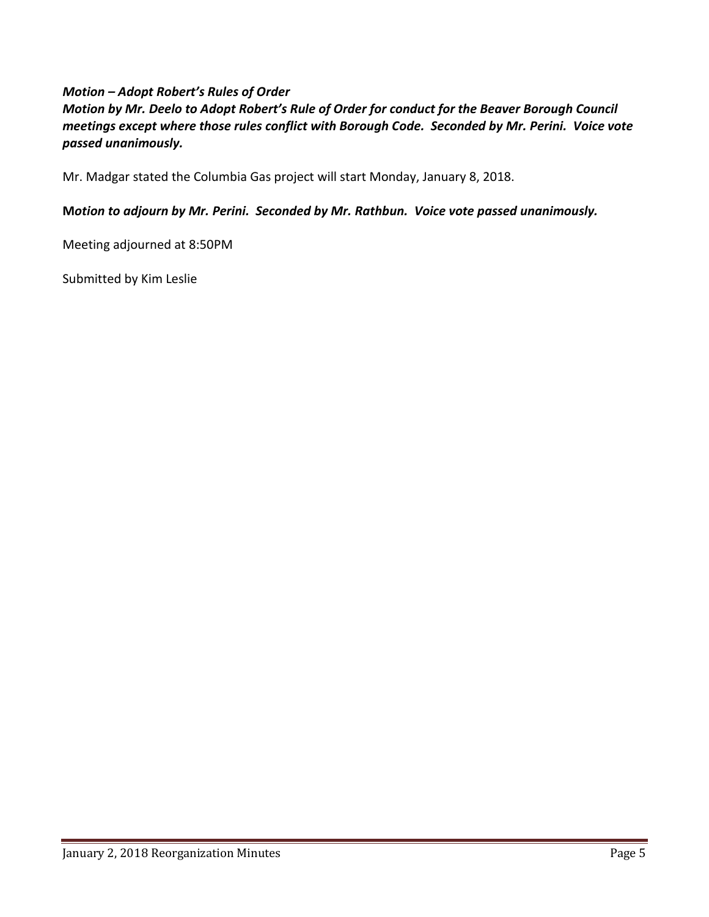***Motion – Adopt Robert's Rules of Order***
***Motion by Mr. Deelo to Adopt Robert's Rule of Order for conduct for the Beaver Borough Council meetings except where those rules conflict with Borough Code. Seconded by Mr. Perini. Voice vote passed unanimously.***

Mr. Madgar stated the Columbia Gas project will start Monday, January 8, 2018.

**M*otion to adjourn by Mr. Perini. Seconded by Mr. Rathbun. Voice vote passed unanimously.***

Meeting adjourned at 8:50PM

Submitted by Kim Leslie